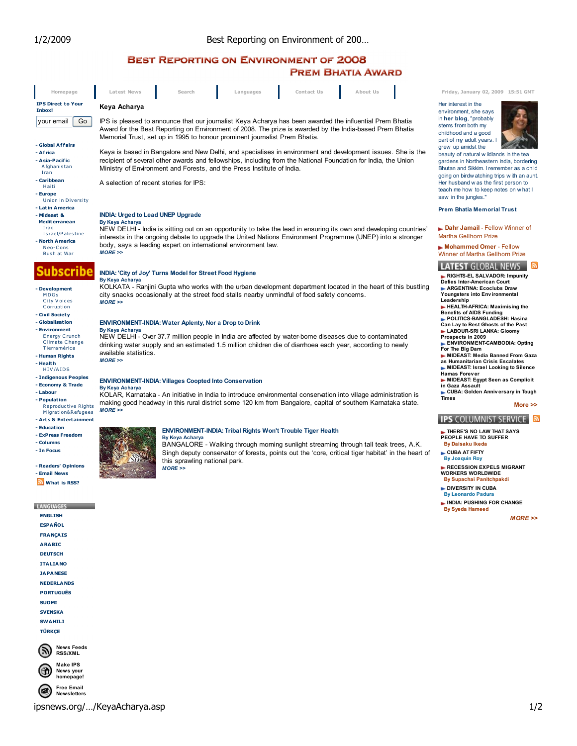# Best Reporting on Environment of 2008

## Prem Bhatia Award

Homepage | Latest News | Search | Languages | Contact Us | About Us

Friday, January 02, 2009 15:51 GMT

**IPS Direct to Your Inbox!**

your email [Go]

- Global Affairs
- Africa
- Asia-Pacific
  - Afghanistan
  - Iran
- Caribbean
  - Haiti
- Europe
  - Union in Diversity
- Latin America
- Mideast & Mediterranean
  - Iraq
  - Israel/Palestine
- North America
  - Neo-Cons
  - Bush at War

**Subscribe**

- Development
  - MDGs
  - City Voices
  - Corruption
- Civil Society
- Globalisation
- Environment
  - Energy Crunch
  - Climate Change
  - Tierramérica
- Human Rights
- Health
  - HIV/AIDS
- Indigenous Peoples
- Economy & Trade
- Labour
- Population
  - Reproductive Rights
  - Migration&Refugees
- Arts & Entertainment
- Education
- ExPress Freedom
- Columns
- In Focus

- Readers' Opinions
- Email News
- What is RSS?

**LANGUAGES**

ENGLISH
ESPAÑOL
FRANÇAIS
ARABIC
DEUTSCH
ITALIANO
JAPANESE
NEDERLANDS
PORTUGUÊS
SUOMI
SVENSKA
SWAHILI
TÜRKÇE

News Feeds RSS/XML

Make IPS News your homepage!

Free Email Newsletters

## Keya Acharya

IPS is pleased to announce that our journalist Keya Acharya has been awarded the influential Prem Bhatia Award for the Best Reporting on Environment of 2008. The prize is awarded by the India-based Prem Bhatia Memorial Trust, set up in 1995 to honour prominent journalist Prem Bhatia.

Keya is based in Bangalore and New Delhi, and specialises in environment and development issues. She is the recipient of several other awards and fellowships, including from the National Foundation for India, the Union Ministry of Environment and Forests, and the Press Institute of India.

A selection of recent stories for IPS:

**INDIA: Urged to Lead UNEP Upgrade**
By Keya Acharya
NEW DELHI - India is sitting out on an opportunity to take the lead in ensuring its own and developing countries' interests in the ongoing debate to upgrade the United Nations Environment Programme (UNEP) into a stronger body, says a leading expert on international environment law.
MORE >>

**INDIA: 'City of Joy' Turns Model for Street Food Hygiene**
By Keya Acharya
KOLKATA - Ranjini Gupta who works with the urban development department located in the heart of this bustling city snacks occasionally at the street food stalls nearby unmindful of food safety concerns.
MORE >>

**ENVIRONMENT-INDIA: Water Aplenty, Nor a Drop to Drink**
By Keya Acharya
NEW DELHI - Over 37.7 million people in India are affected by water-borne diseases due to contaminated drinking water supply and an estimated 1.5 million children die of diarrhoea each year, according to newly available statistics.
MORE >>

**ENVIRONMENT-INDIA: Villages Coopted Into Conservation**
By Keya Acharya
KOLAR, Karnataka - An initiative in India to introduce environmental conservation into village administration is making good headway in this rural district some 120 km from Bangalore, capital of southern Karnataka state.
MORE >>

**ENVIRONMENT-INDIA: Tribal Rights Won't Trouble Tiger Health**
By Keya Acharya
BANGALORE - Walking through morning sunlight streaming through tall teak trees, A.K. Singh deputy conservator of forests, points out the 'core, critical tiger habitat' in the heart of this sprawling national park.
MORE >>

Her interest in the environment, she says in **her blog**, "probably stems from both my childhood and a good part of my adult years. I grew up amidst the beauty of natural wildlands in the tea gardens in Northeastern India, bordering Bhutan and Sikkim. I remember as a child going on birdwatching trips with an aunt. Her husband was the first person to teach me how to keep notes on what I saw in the jungles."

**Prem Bhatia Memorial Trust**

- **Dahr Jamail** - Fellow Winner of Martha Gellhorn Prize
- **Mohammed Omer** - Fellow Winner of Martha Gellhorn Prize

**LATEST GLOBAL NEWS**

- RIGHTS-EL SALVADOR: Impunity Defies Inter-American Court
- ARGENTINA: Ecoclubs Draw Youngsters into Environmental Leadership
- HEALTH-AFRICA: Maximising the Benefits of AIDS Funding
- POLITICS-BANGLADESH: Hasina Can Lay to Rest Ghosts of the Past
- LABOUR-SRI LANKA: Gloomy Prospects in 2009
- ENVIRONMENT-CAMBODIA: Opting For The Big Dam
- MIDEAST: Media Banned From Gaza as Humanitarian Crisis Escalates
- MIDEAST: Israel Looking to Silence Hamas Forever
- MIDEAST: Egypt Seen as Complicit in Gaza Assault
- CUBA: Golden Anniversary in Tough Times

More >>

**IPS COLUMNIST SERVICE**

- THERE'S NO LAW THAT SAYS PEOPLE HAVE TO SUFFER
  By Daisaku Ikeda
- CUBA AT FIFTY
  By Joaquin Roy
- RECESSION EXPELS MIGRANT WORKERS WORLDWIDE
  By Supachai Panitchpakdi
- DIVERSITY IN CUBA
  By Leonardo Padura
- INDIA: PUSHING FOR CHANGE
  By Syeda Hameed

MORE >>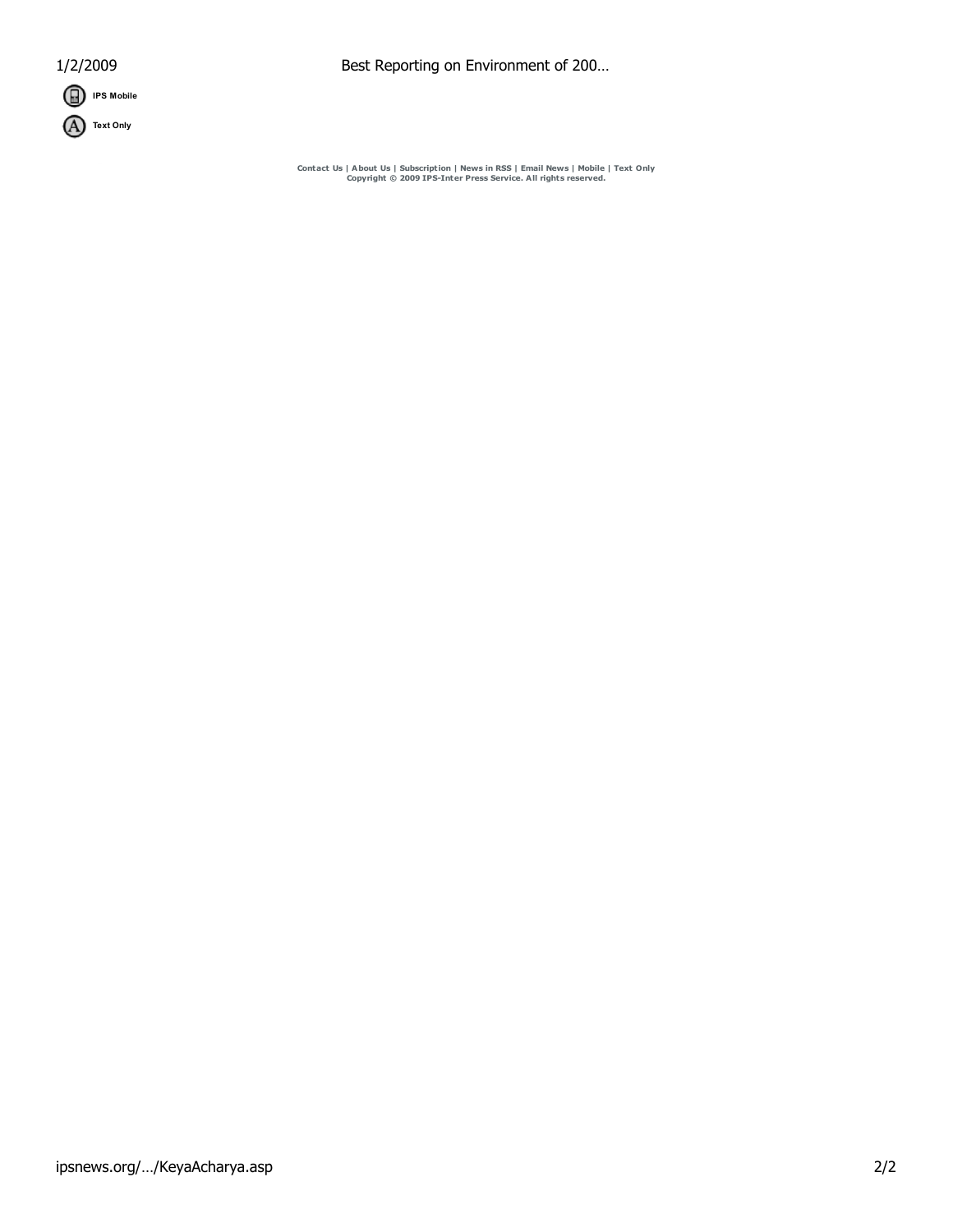IPS Mobile

Text Only

Contact Us | About Us | Subscription | News in RSS | Email News | Mobile | Text Only
Copyright © 2009 IPS-Inter Press Service. All rights reserved.